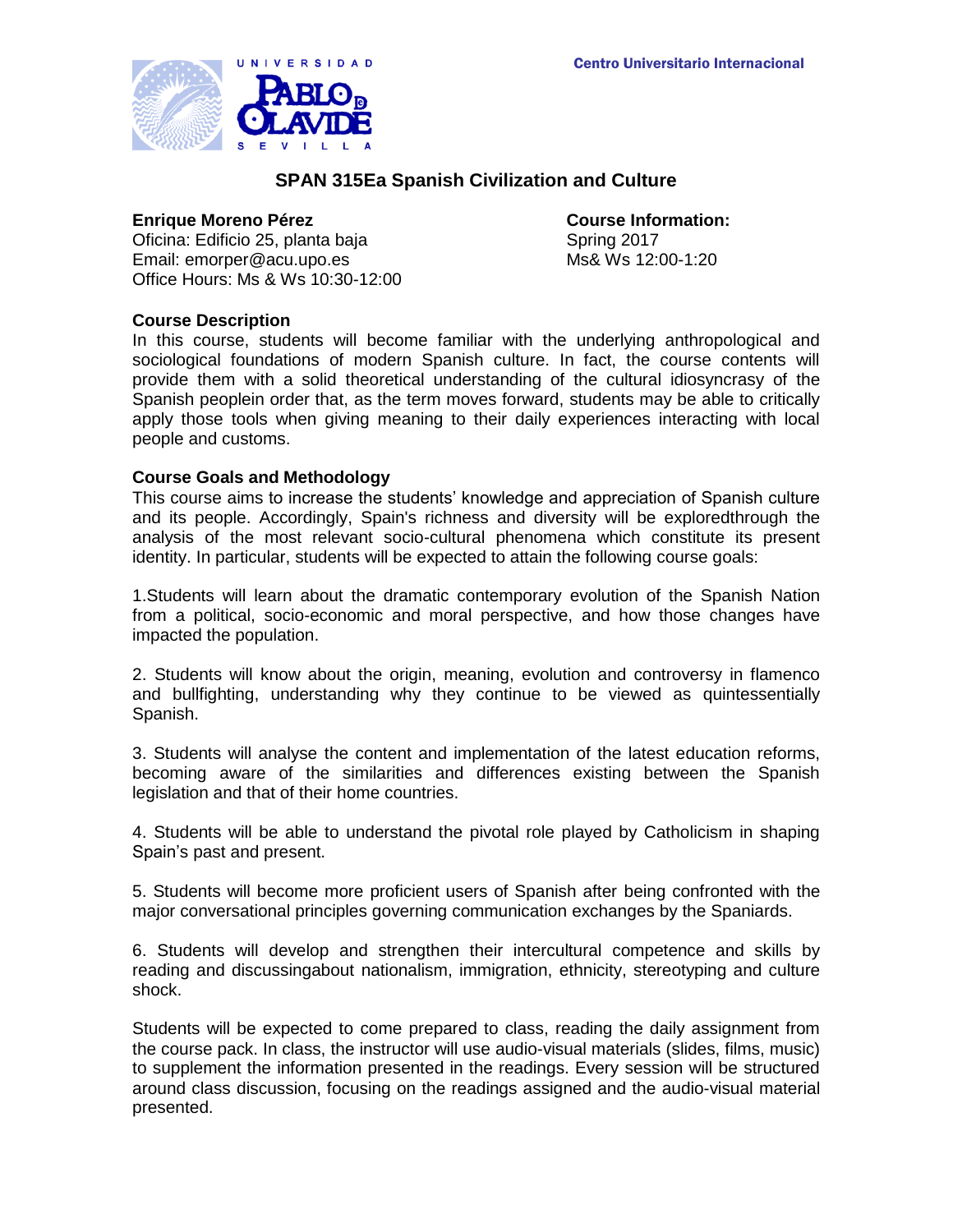Centro Universitario Internacional

UNIVERSIDAD PABLO DE OLAVIDE SEVILLA

# SPAN 315Ea Spanish Civilization and Culture

**Enrique Moreno Pérez**
Oficina: Edificio 25, planta baja
Email: emorper@acu.upo.es
Office Hours: Ms & Ws 10:30-12:00

**Course Information:**
Spring 2017
Ms& Ws 12:00-1:20

**Course Description**

In this course, students will become familiar with the underlying anthropological and sociological foundations of modern Spanish culture. In fact, the course contents will provide them with a solid theoretical understanding of the cultural idiosyncrasy of the Spanish peoplein order that, as the term moves forward, students may be able to critically apply those tools when giving meaning to their daily experiences interacting with local people and customs.

**Course Goals and Methodology**

This course aims to increase the students' knowledge and appreciation of Spanish culture and its people. Accordingly, Spain's richness and diversity will be exploredthrough the analysis of the most relevant socio-cultural phenomena which constitute its present identity. In particular, students will be expected to attain the following course goals:

1.Students will learn about the dramatic contemporary evolution of the Spanish Nation from a political, socio-economic and moral perspective, and how those changes have impacted the population.

2. Students will know about the origin, meaning, evolution and controversy in flamenco and bullfighting, understanding why they continue to be viewed as quintessentially Spanish.

3. Students will analyse the content and implementation of the latest education reforms, becoming aware of the similarities and differences existing between the Spanish legislation and that of their home countries.

4. Students will be able to understand the pivotal role played by Catholicism in shaping Spain's past and present.

5. Students will become more proficient users of Spanish after being confronted with the major conversational principles governing communication exchanges by the Spaniards.

6. Students will develop and strengthen their intercultural competence and skills by reading and discussingabout nationalism, immigration, ethnicity, stereotyping and culture shock.

Students will be expected to come prepared to class, reading the daily assignment from the course pack. In class, the instructor will use audio-visual materials (slides, films, music) to supplement the information presented in the readings. Every session will be structured around class discussion, focusing on the readings assigned and the audio-visual material presented.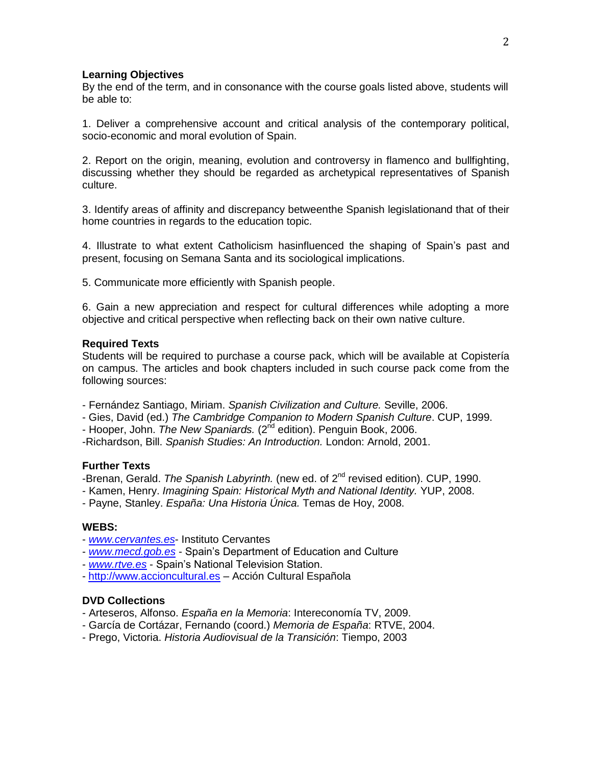**Learning Objectives**

By the end of the term, and in consonance with the course goals listed above, students will be able to:

1. Deliver a comprehensive account and critical analysis of the contemporary political, socio-economic and moral evolution of Spain.

2. Report on the origin, meaning, evolution and controversy in flamenco and bullfighting, discussing whether they should be regarded as archetypical representatives of Spanish culture.

3. Identify areas of affinity and discrepancy betweenthe Spanish legislationand that of their home countries in regards to the education topic.

4. Illustrate to what extent Catholicism hasinfluenced the shaping of Spain's past and present, focusing on Semana Santa and its sociological implications.

5. Communicate more efficiently with Spanish people.

6. Gain a new appreciation and respect for cultural differences while adopting a more objective and critical perspective when reflecting back on their own native culture.

**Required Texts**

Students will be required to purchase a course pack, which will be available at Copistería on campus. The articles and book chapters included in such course pack come from the following sources:

- Fernández Santiago, Miriam. *Spanish Civilization and Culture.* Seville, 2006.
- Gies, David (ed.) *The Cambridge Companion to Modern Spanish Culture*. CUP, 1999.
- Hooper, John. *The New Spaniards.* (2nd edition). Penguin Book, 2006.
- Richardson, Bill. *Spanish Studies: An Introduction.* London: Arnold, 2001.

**Further Texts**

- Brenan, Gerald. *The Spanish Labyrinth.* (new ed. of 2nd revised edition). CUP, 1990.
- Kamen, Henry. *Imagining Spain: Historical Myth and National Identity.* YUP, 2008.
- Payne, Stanley. *España: Una Historia Única.* Temas de Hoy, 2008.

**WEBS:**

- *www.cervantes.es*- Instituto Cervantes
- *www.mecd.gob.es* - Spain's Department of Education and Culture
- *www.rtve.es* - Spain's National Television Station.
- http://www.accioncultural.es – Acción Cultural Española

**DVD Collections**

- Arteseros, Alfonso. *España en la Memoria*: Intereconomía TV, 2009.
- García de Cortázar, Fernando (coord.) *Memoria de España*: RTVE, 2004.
- Prego, Victoria. *Historia Audiovisual de la Transición*: Tiempo, 2003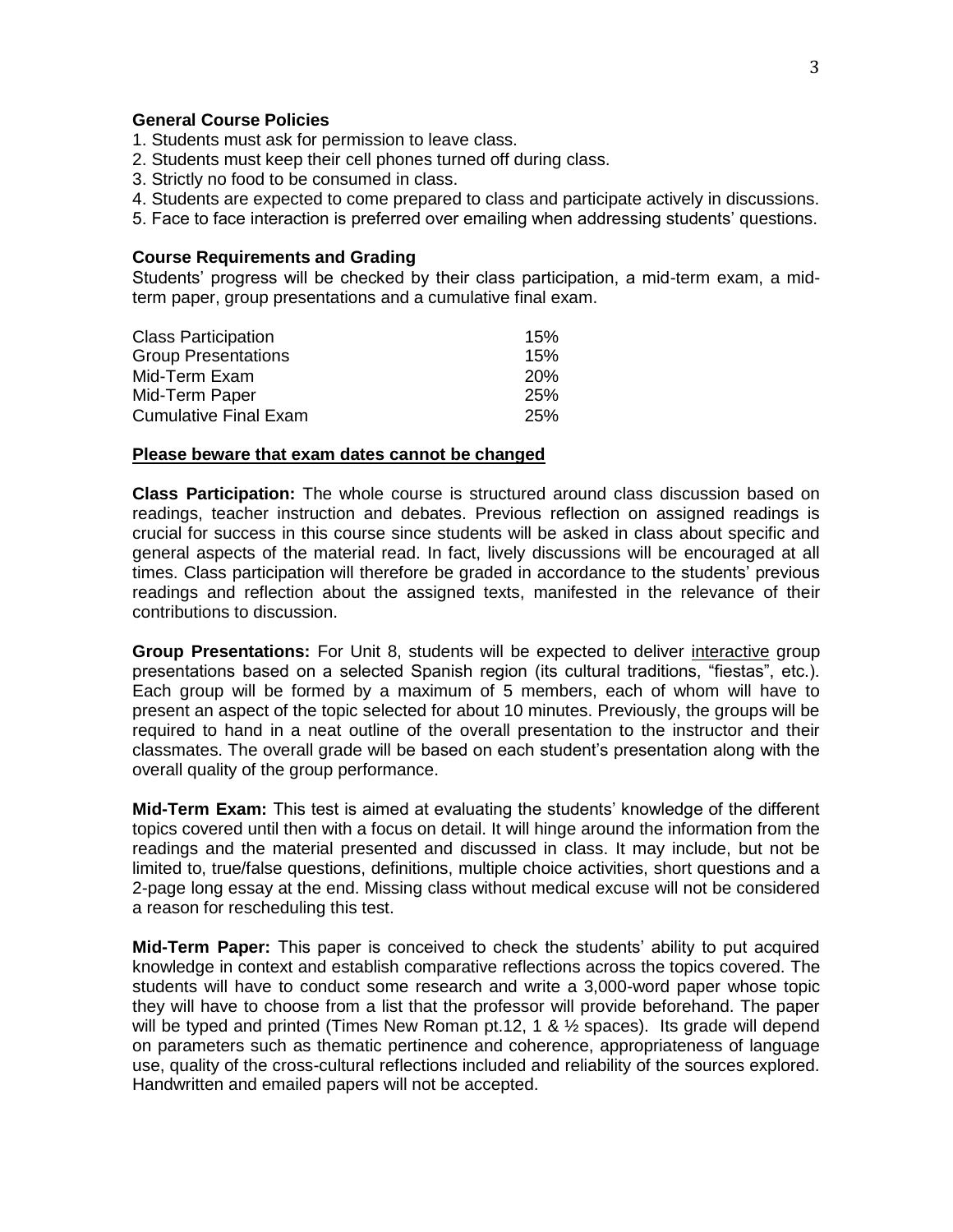**General Course Policies**

1. Students must ask for permission to leave class.
2. Students must keep their cell phones turned off during class.
3. Strictly no food to be consumed in class.
4. Students are expected to come prepared to class and participate actively in discussions.
5. Face to face interaction is preferred over emailing when addressing students' questions.

**Course Requirements and Grading**

Students' progress will be checked by their class participation, a mid-term exam, a mid-term paper, group presentations and a cumulative final exam.

| | |
|---|---|
| Class Participation | 15% |
| Group Presentations | 15% |
| Mid-Term Exam | 20% |
| Mid-Term Paper | 25% |
| Cumulative Final Exam | 25% |

**Please beware that exam dates cannot be changed**

**Class Participation:** The whole course is structured around class discussion based on readings, teacher instruction and debates. Previous reflection on assigned readings is crucial for success in this course since students will be asked in class about specific and general aspects of the material read. In fact, lively discussions will be encouraged at all times. Class participation will therefore be graded in accordance to the students' previous readings and reflection about the assigned texts, manifested in the relevance of their contributions to discussion.

**Group Presentations:** For Unit 8, students will be expected to deliver interactive group presentations based on a selected Spanish region (its cultural traditions, "fiestas", etc.). Each group will be formed by a maximum of 5 members, each of whom will have to present an aspect of the topic selected for about 10 minutes. Previously, the groups will be required to hand in a neat outline of the overall presentation to the instructor and their classmates. The overall grade will be based on each student's presentation along with the overall quality of the group performance.

**Mid-Term Exam:** This test is aimed at evaluating the students' knowledge of the different topics covered until then with a focus on detail. It will hinge around the information from the readings and the material presented and discussed in class. It may include, but not be limited to, true/false questions, definitions, multiple choice activities, short questions and a 2-page long essay at the end. Missing class without medical excuse will not be considered a reason for rescheduling this test.

**Mid-Term Paper:** This paper is conceived to check the students' ability to put acquired knowledge in context and establish comparative reflections across the topics covered. The students will have to conduct some research and write a 3,000-word paper whose topic they will have to choose from a list that the professor will provide beforehand. The paper will be typed and printed (Times New Roman pt.12, 1 & ½ spaces). Its grade will depend on parameters such as thematic pertinence and coherence, appropriateness of language use, quality of the cross-cultural reflections included and reliability of the sources explored. Handwritten and emailed papers will not be accepted.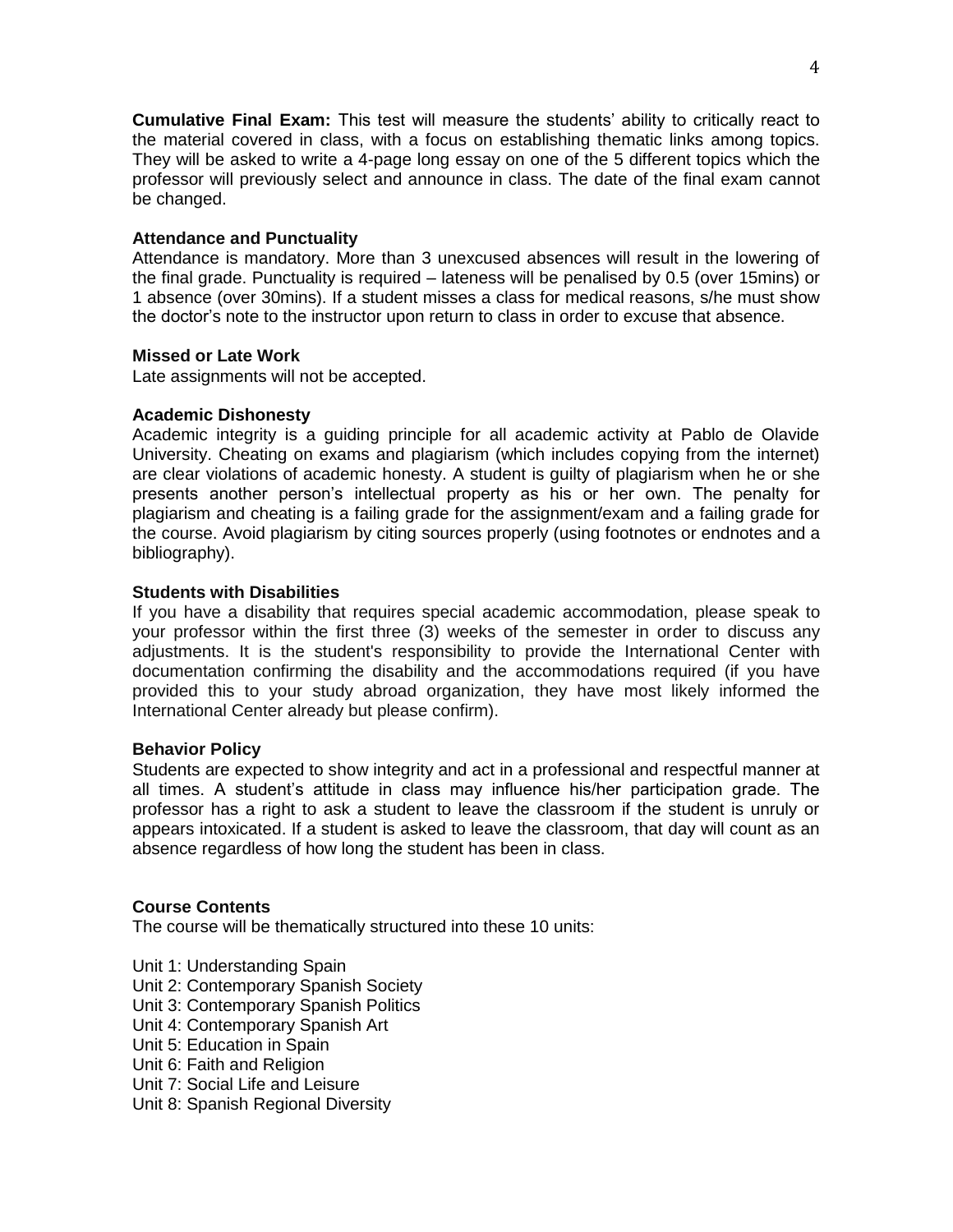**Cumulative Final Exam:** This test will measure the students' ability to critically react to the material covered in class, with a focus on establishing thematic links among topics. They will be asked to write a 4-page long essay on one of the 5 different topics which the professor will previously select and announce in class. The date of the final exam cannot be changed.

### Attendance and Punctuality

Attendance is mandatory. More than 3 unexcused absences will result in the lowering of the final grade. Punctuality is required – lateness will be penalised by 0.5 (over 15mins) or 1 absence (over 30mins). If a student misses a class for medical reasons, s/he must show the doctor's note to the instructor upon return to class in order to excuse that absence.

### Missed or Late Work

Late assignments will not be accepted.

### Academic Dishonesty

Academic integrity is a guiding principle for all academic activity at Pablo de Olavide University. Cheating on exams and plagiarism (which includes copying from the internet) are clear violations of academic honesty. A student is guilty of plagiarism when he or she presents another person's intellectual property as his or her own. The penalty for plagiarism and cheating is a failing grade for the assignment/exam and a failing grade for the course. Avoid plagiarism by citing sources properly (using footnotes or endnotes and a bibliography).

### Students with Disabilities

If you have a disability that requires special academic accommodation, please speak to your professor within the first three (3) weeks of the semester in order to discuss any adjustments. It is the student's responsibility to provide the International Center with documentation confirming the disability and the accommodations required (if you have provided this to your study abroad organization, they have most likely informed the International Center already but please confirm).

### Behavior Policy

Students are expected to show integrity and act in a professional and respectful manner at all times. A student's attitude in class may influence his/her participation grade. The professor has a right to ask a student to leave the classroom if the student is unruly or appears intoxicated. If a student is asked to leave the classroom, that day will count as an absence regardless of how long the student has been in class.

### Course Contents

The course will be thematically structured into these 10 units:

Unit 1: Understanding Spain
Unit 2: Contemporary Spanish Society
Unit 3: Contemporary Spanish Politics
Unit 4: Contemporary Spanish Art
Unit 5: Education in Spain
Unit 6: Faith and Religion
Unit 7: Social Life and Leisure
Unit 8: Spanish Regional Diversity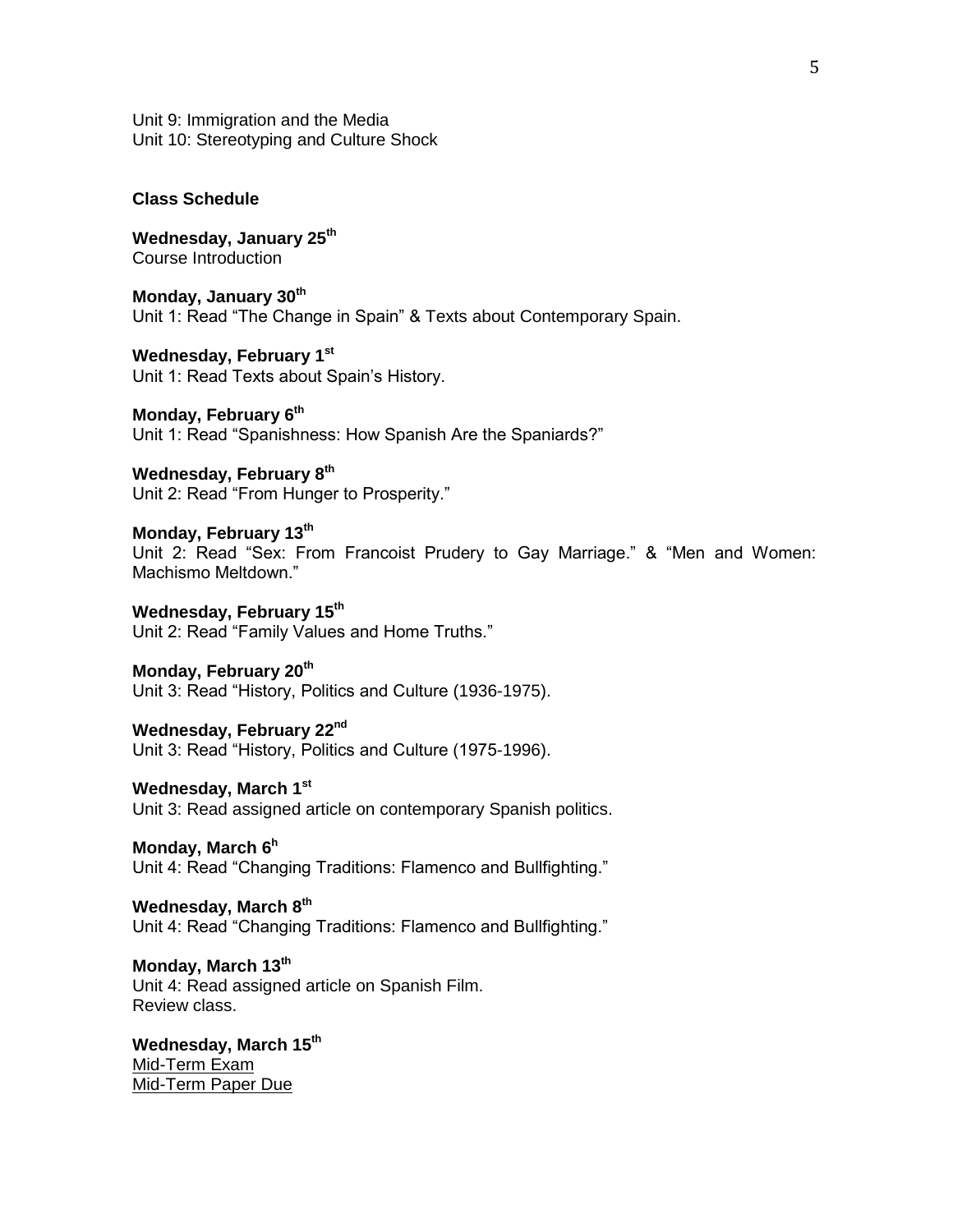Unit 9: Immigration and the Media
Unit 10: Stereotyping and Culture Shock

**Class Schedule**

**Wednesday, January 25th**
Course Introduction

**Monday, January 30th**
Unit 1: Read "The Change in Spain" & Texts about Contemporary Spain.

**Wednesday, February 1st**
Unit 1: Read Texts about Spain's History.

**Monday, February 6th**
Unit 1: Read "Spanishness: How Spanish Are the Spaniards?"

**Wednesday, February 8th**
Unit 2: Read "From Hunger to Prosperity."

**Monday, February 13th**
Unit 2: Read "Sex: From Francoist Prudery to Gay Marriage." & "Men and Women: Machismo Meltdown."

**Wednesday, February 15th**
Unit 2: Read "Family Values and Home Truths."

**Monday, February 20th**
Unit 3: Read "History, Politics and Culture (1936-1975).

**Wednesday, February 22nd**
Unit 3: Read "History, Politics and Culture (1975-1996).

**Wednesday, March 1st**
Unit 3: Read assigned article on contemporary Spanish politics.

**Monday, March 6h**
Unit 4: Read "Changing Traditions: Flamenco and Bullfighting."

**Wednesday, March 8th**
Unit 4: Read "Changing Traditions: Flamenco and Bullfighting."

**Monday, March 13th**
Unit 4: Read assigned article on Spanish Film.
Review class.

**Wednesday, March 15th**
<u>Mid-Term Exam</u>
<u>Mid-Term Paper Due</u>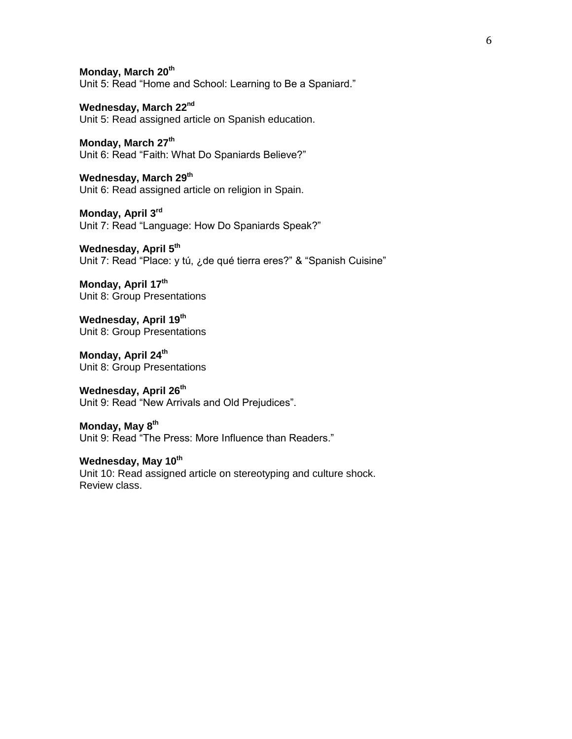**Monday, March 20th**
Unit 5: Read "Home and School: Learning to Be a Spaniard."

**Wednesday, March 22nd**
Unit 5: Read assigned article on Spanish education.

**Monday, March 27th**
Unit 6: Read "Faith: What Do Spaniards Believe?"

**Wednesday, March 29th**
Unit 6: Read assigned article on religion in Spain.

**Monday, April 3rd**
Unit 7: Read "Language: How Do Spaniards Speak?"

**Wednesday, April 5th**
Unit 7: Read "Place: y tú, ¿de qué tierra eres?" & "Spanish Cuisine"

**Monday, April 17th**
Unit 8: Group Presentations

**Wednesday, April 19th**
Unit 8: Group Presentations

**Monday, April 24th**
Unit 8: Group Presentations

**Wednesday, April 26th**
Unit 9: Read "New Arrivals and Old Prejudices".

**Monday, May 8th**
Unit 9: Read "The Press: More Influence than Readers."

**Wednesday, May 10th**
Unit 10: Read assigned article on stereotyping and culture shock.
Review class.